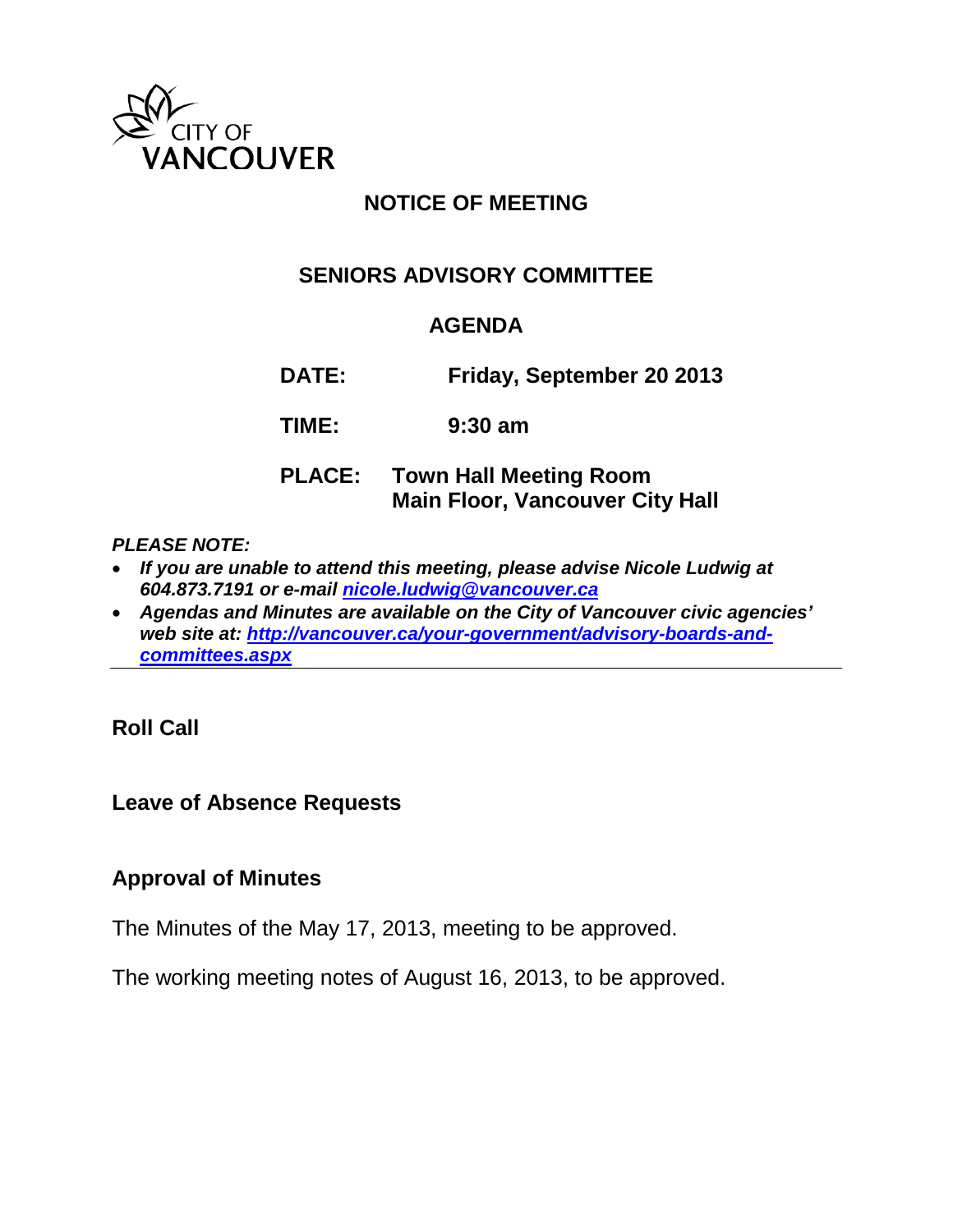CITY OF VANCOUVER

# NOTICE OF MEETING

## SENIORS ADVISORY COMMITTEE

## AGENDA

**DATE:** Friday, September 20 2013

**TIME:** 9:30 am

**PLACE:** Town Hall Meeting Room
Main Floor, Vancouver City Hall

***PLEASE NOTE:***

- ***If you are unable to attend this meeting, please advise Nicole Ludwig at 604.873.7191 or e-mail [nicole.ludwig@vancouver.ca](mailto:nicole.ludwig@vancouver.ca)***
- ***Agendas and Minutes are available on the City of Vancouver civic agencies' web site at: [http://vancouver.ca/your-government/advisory-boards-and-committees.aspx](http://vancouver.ca/your-government/advisory-boards-and-committees.aspx)***

---

### Roll Call

### Leave of Absence Requests

### Approval of Minutes

The Minutes of the May 17, 2013, meeting to be approved.

The working meeting notes of August 16, 2013, to be approved.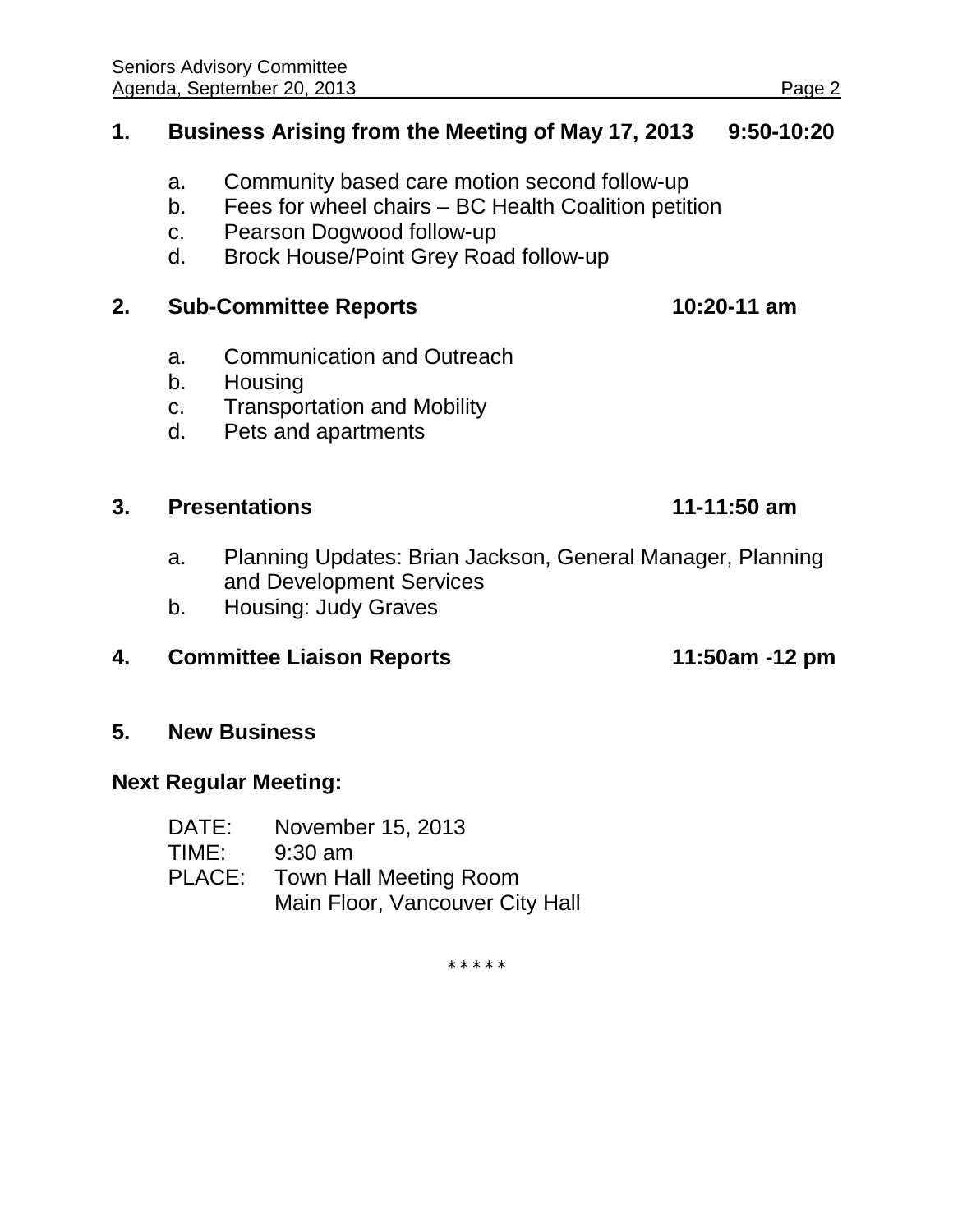## 1. Business Arising from the Meeting of May 17, 2013 9:50-10:20

a. Community based care motion second follow-up
b. Fees for wheel chairs – BC Health Coalition petition
c. Pearson Dogwood follow-up
d. Brock House/Point Grey Road follow-up

## 2. Sub-Committee Reports 10:20-11 am

a. Communication and Outreach
b. Housing
c. Transportation and Mobility
d. Pets and apartments

## 3. Presentations 11-11:50 am

a. Planning Updates: Brian Jackson, General Manager, Planning and Development Services
b. Housing: Judy Graves

## 4. Committee Liaison Reports 11:50am -12 pm

## 5. New Business

**Next Regular Meeting:**

DATE: November 15, 2013
TIME: 9:30 am
PLACE: Town Hall Meeting Room
Main Floor, Vancouver City Hall

\* \* \* \* \*